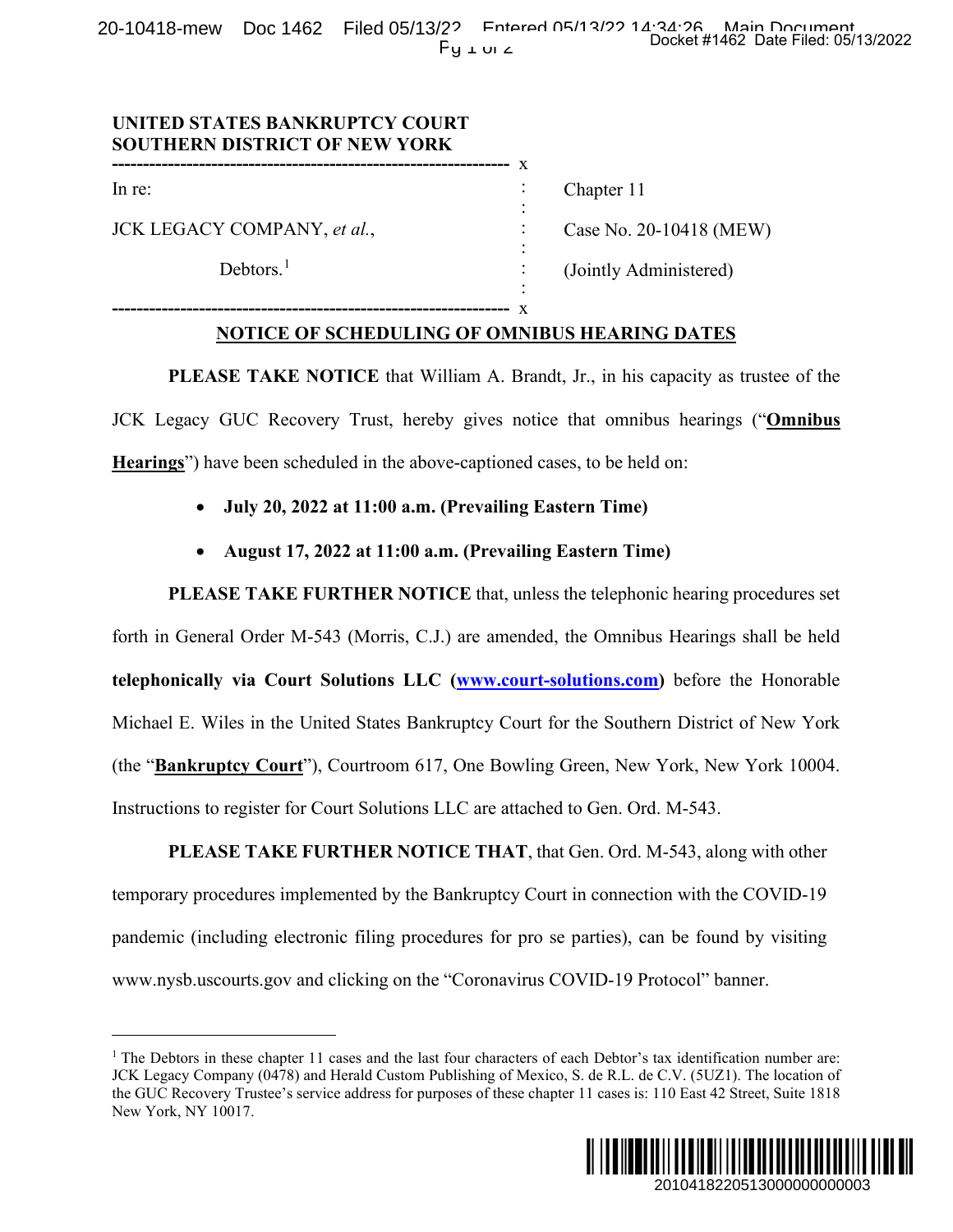UNITED STATES BANKRUPTCY COURT
SOUTHERN DISTRICT OF NEW YORK

| | |
|---|---|
| In re: | Chapter 11 |
| JCK LEGACY COMPANY, *et al.*, | Case No. 20-10418 (MEW) |
| Debtors.[1] | (Jointly Administered) |

## NOTICE OF SCHEDULING OF OMNIBUS HEARING DATES

**PLEASE TAKE NOTICE** that William A. Brandt, Jr., in his capacity as trustee of the JCK Legacy GUC Recovery Trust, hereby gives notice that omnibus hearings ("**Omnibus Hearings**") have been scheduled in the above-captioned cases, to be held on:

- **July 20, 2022 at 11:00 a.m. (Prevailing Eastern Time)**
- **August 17, 2022 at 11:00 a.m. (Prevailing Eastern Time)**

**PLEASE TAKE FURTHER NOTICE** that, unless the telephonic hearing procedures set forth in General Order M-543 (Morris, C.J.) are amended, the Omnibus Hearings shall be held **telephonically via Court Solutions LLC (www.court-solutions.com)** before the Honorable Michael E. Wiles in the United States Bankruptcy Court for the Southern District of New York (the "**Bankruptcy Court**"), Courtroom 617, One Bowling Green, New York, New York 10004. Instructions to register for Court Solutions LLC are attached to Gen. Ord. M-543.

**PLEASE TAKE FURTHER NOTICE THAT**, that Gen. Ord. M-543, along with other temporary procedures implemented by the Bankruptcy Court in connection with the COVID-19 pandemic (including electronic filing procedures for pro se parties), can be found by visiting www.nysb.uscourts.gov and clicking on the "Coronavirus COVID-19 Protocol" banner.

---

[1] The Debtors in these chapter 11 cases and the last four characters of each Debtor's tax identification number are: JCK Legacy Company (0478) and Herald Custom Publishing of Mexico, S. de R.L. de C.V. (5UZ1). The location of the GUC Recovery Trustee's service address for purposes of these chapter 11 cases is: 110 East 42 Street, Suite 1818 New York, NY 10017.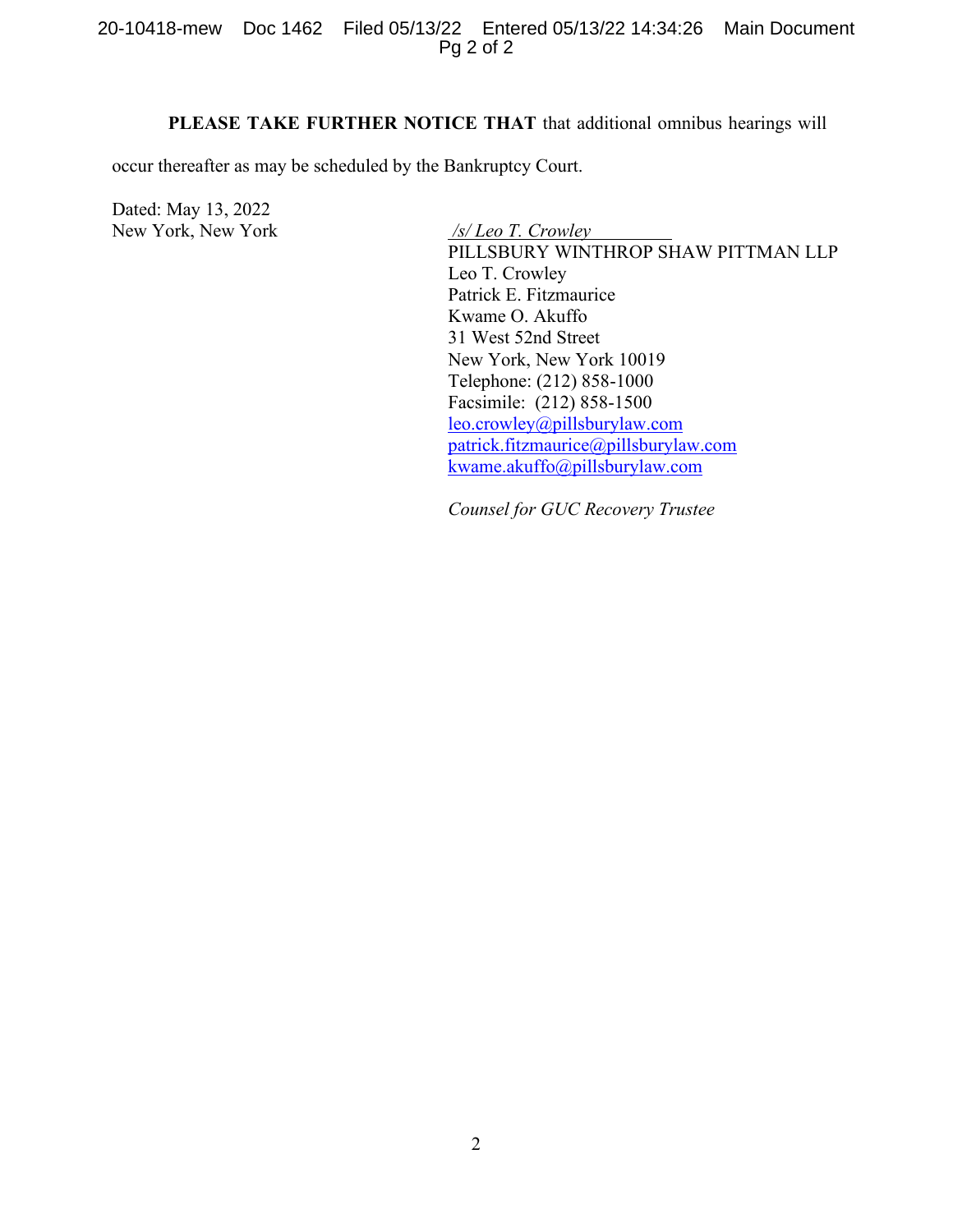**PLEASE TAKE FURTHER NOTICE THAT** that additional omnibus hearings will occur thereafter as may be scheduled by the Bankruptcy Court.

Dated: May 13, 2022
New York, New York

*/s/ Leo T. Crowley*
PILLSBURY WINTHROP SHAW PITTMAN LLP
Leo T. Crowley
Patrick E. Fitzmaurice
Kwame O. Akuffo
31 West 52nd Street
New York, New York 10019
Telephone: (212) 858-1000
Facsimile: (212) 858-1500
leo.crowley@pillsburylaw.com
patrick.fitzmaurice@pillsburylaw.com
kwame.akuffo@pillsburylaw.com

*Counsel for GUC Recovery Trustee*